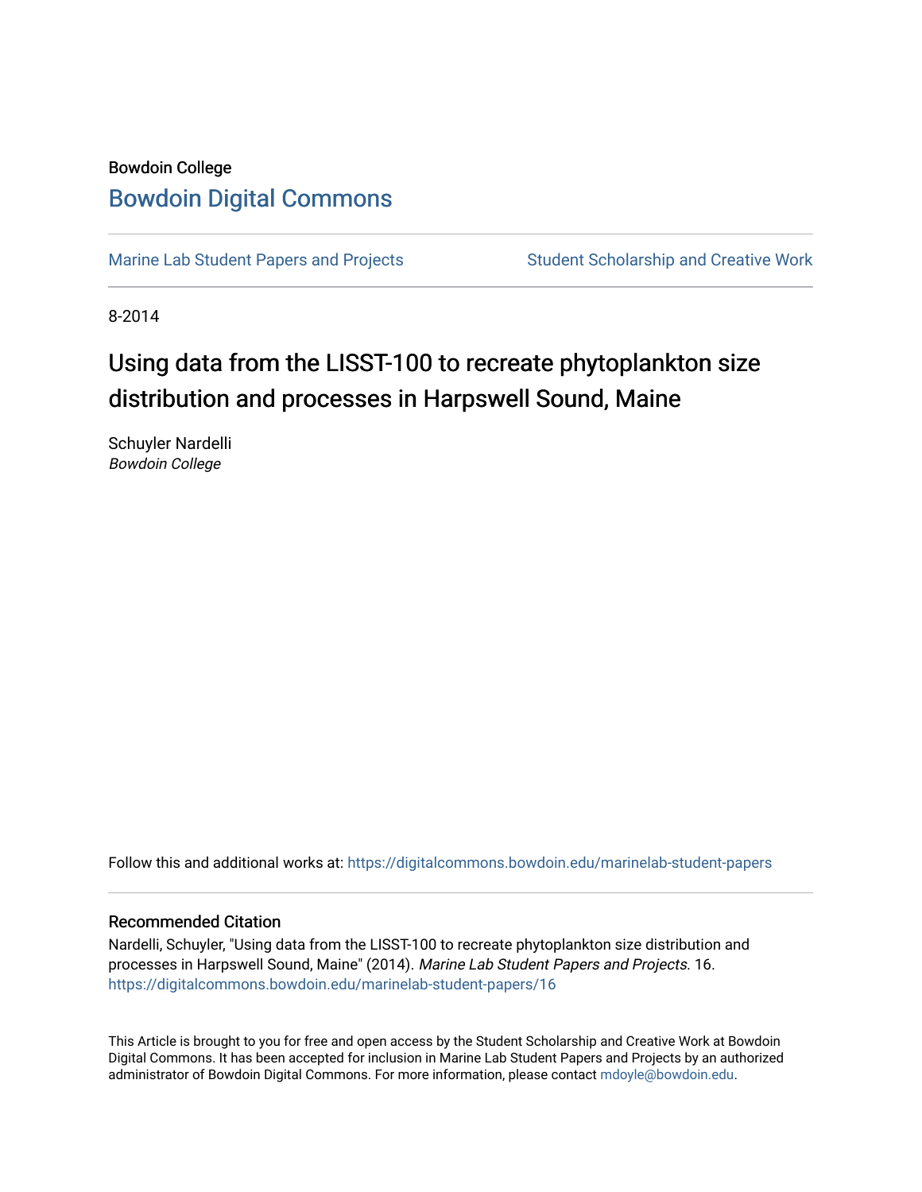Bowdoin College

# Bowdoin Digital Commons

Marine Lab Student Papers and Projects | Student Scholarship and Creative Work

8-2014

## Using data from the LISST-100 to recreate phytoplankton size distribution and processes in Harpswell Sound, Maine

Schuyler Nardelli
*Bowdoin College*

Follow this and additional works at: https://digitalcommons.bowdoin.edu/marinelab-student-papers

### Recommended Citation

Nardelli, Schuyler, "Using data from the LISST-100 to recreate phytoplankton size distribution and processes in Harpswell Sound, Maine" (2014). *Marine Lab Student Papers and Projects*. 16.
https://digitalcommons.bowdoin.edu/marinelab-student-papers/16

This Article is brought to you for free and open access by the Student Scholarship and Creative Work at Bowdoin Digital Commons. It has been accepted for inclusion in Marine Lab Student Papers and Projects by an authorized administrator of Bowdoin Digital Commons. For more information, please contact mdoyle@bowdoin.edu.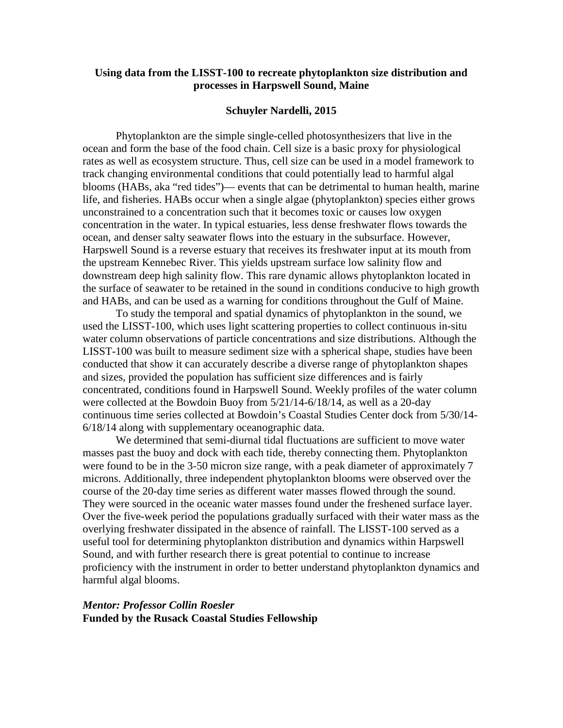**Using data from the LISST-100 to recreate phytoplankton size distribution and processes in Harpswell Sound, Maine**

**Schuyler Nardelli, 2015**

Phytoplankton are the simple single-celled photosynthesizers that live in the ocean and form the base of the food chain. Cell size is a basic proxy for physiological rates as well as ecosystem structure. Thus, cell size can be used in a model framework to track changing environmental conditions that could potentially lead to harmful algal blooms (HABs, aka "red tides")— events that can be detrimental to human health, marine life, and fisheries. HABs occur when a single algae (phytoplankton) species either grows unconstrained to a concentration such that it becomes toxic or causes low oxygen concentration in the water. In typical estuaries, less dense freshwater flows towards the ocean, and denser salty seawater flows into the estuary in the subsurface. However, Harpswell Sound is a reverse estuary that receives its freshwater input at its mouth from the upstream Kennebec River. This yields upstream surface low salinity flow and downstream deep high salinity flow. This rare dynamic allows phytoplankton located in the surface of seawater to be retained in the sound in conditions conducive to high growth and HABs, and can be used as a warning for conditions throughout the Gulf of Maine.

To study the temporal and spatial dynamics of phytoplankton in the sound, we used the LISST-100, which uses light scattering properties to collect continuous in-situ water column observations of particle concentrations and size distributions. Although the LISST-100 was built to measure sediment size with a spherical shape, studies have been conducted that show it can accurately describe a diverse range of phytoplankton shapes and sizes, provided the population has sufficient size differences and is fairly concentrated, conditions found in Harpswell Sound. Weekly profiles of the water column were collected at the Bowdoin Buoy from 5/21/14-6/18/14, as well as a 20-day continuous time series collected at Bowdoin's Coastal Studies Center dock from 5/30/14-6/18/14 along with supplementary oceanographic data.

We determined that semi-diurnal tidal fluctuations are sufficient to move water masses past the buoy and dock with each tide, thereby connecting them. Phytoplankton were found to be in the 3-50 micron size range, with a peak diameter of approximately 7 microns. Additionally, three independent phytoplankton blooms were observed over the course of the 20-day time series as different water masses flowed through the sound. They were sourced in the oceanic water masses found under the freshened surface layer. Over the five-week period the populations gradually surfaced with their water mass as the overlying freshwater dissipated in the absence of rainfall. The LISST-100 served as a useful tool for determining phytoplankton distribution and dynamics within Harpswell Sound, and with further research there is great potential to continue to increase proficiency with the instrument in order to better understand phytoplankton dynamics and harmful algal blooms.

***Mentor: Professor Collin Roesler***

**Funded by the Rusack Coastal Studies Fellowship**